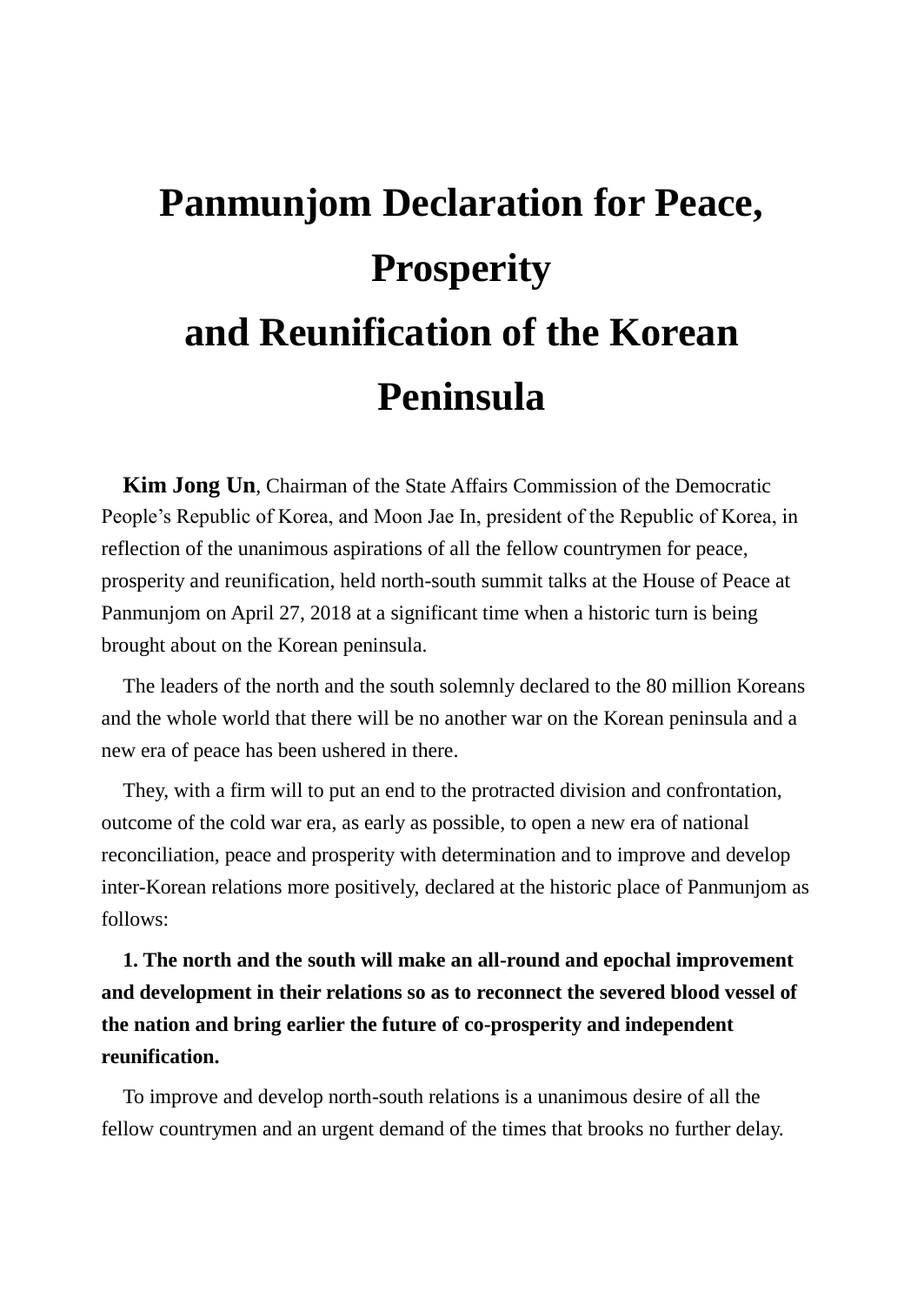# Panmunjom Declaration for Peace, Prosperity and Reunification of the Korean Peninsula

**Kim Jong Un**, Chairman of the State Affairs Commission of the Democratic People's Republic of Korea, and Moon Jae In, president of the Republic of Korea, in reflection of the unanimous aspirations of all the fellow countrymen for peace, prosperity and reunification, held north-south summit talks at the House of Peace at Panmunjom on April 27, 2018 at a significant time when a historic turn is being brought about on the Korean peninsula.

The leaders of the north and the south solemnly declared to the 80 million Koreans and the whole world that there will be no another war on the Korean peninsula and a new era of peace has been ushered in there.

They, with a firm will to put an end to the protracted division and confrontation, outcome of the cold war era, as early as possible, to open a new era of national reconciliation, peace and prosperity with determination and to improve and develop inter-Korean relations more positively, declared at the historic place of Panmunjom as follows:

**1. The north and the south will make an all-round and epochal improvement and development in their relations so as to reconnect the severed blood vessel of the nation and bring earlier the future of co-prosperity and independent reunification.**

To improve and develop north-south relations is a unanimous desire of all the fellow countrymen and an urgent demand of the times that brooks no further delay.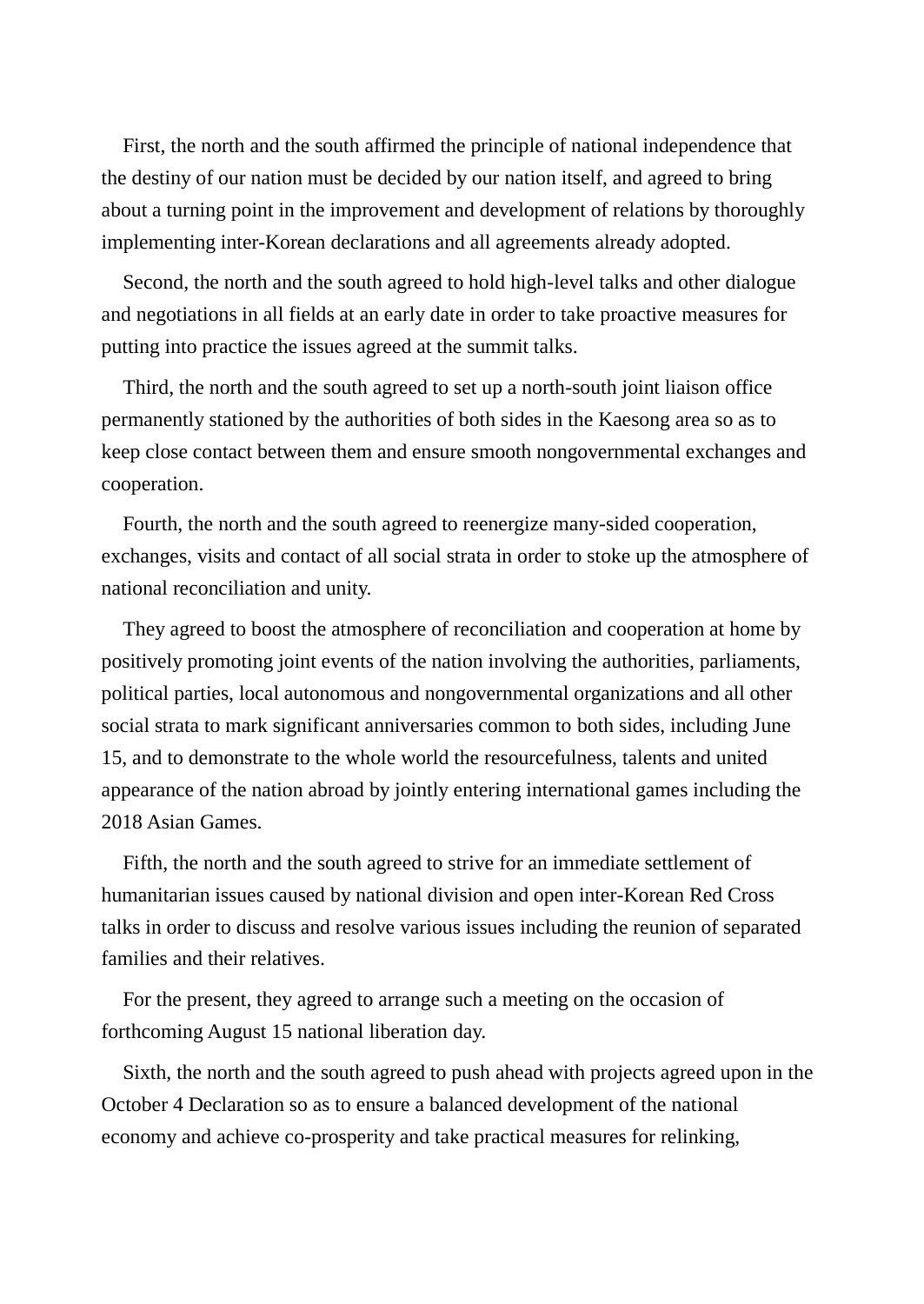First, the north and the south affirmed the principle of national independence that the destiny of our nation must be decided by our nation itself, and agreed to bring about a turning point in the improvement and development of relations by thoroughly implementing inter-Korean declarations and all agreements already adopted.

Second, the north and the south agreed to hold high-level talks and other dialogue and negotiations in all fields at an early date in order to take proactive measures for putting into practice the issues agreed at the summit talks.

Third, the north and the south agreed to set up a north-south joint liaison office permanently stationed by the authorities of both sides in the Kaesong area so as to keep close contact between them and ensure smooth nongovernmental exchanges and cooperation.

Fourth, the north and the south agreed to reenergize many-sided cooperation, exchanges, visits and contact of all social strata in order to stoke up the atmosphere of national reconciliation and unity.

They agreed to boost the atmosphere of reconciliation and cooperation at home by positively promoting joint events of the nation involving the authorities, parliaments, political parties, local autonomous and nongovernmental organizations and all other social strata to mark significant anniversaries common to both sides, including June 15, and to demonstrate to the whole world the resourcefulness, talents and united appearance of the nation abroad by jointly entering international games including the 2018 Asian Games.

Fifth, the north and the south agreed to strive for an immediate settlement of humanitarian issues caused by national division and open inter-Korean Red Cross talks in order to discuss and resolve various issues including the reunion of separated families and their relatives.

For the present, they agreed to arrange such a meeting on the occasion of forthcoming August 15 national liberation day.

Sixth, the north and the south agreed to push ahead with projects agreed upon in the October 4 Declaration so as to ensure a balanced development of the national economy and achieve co-prosperity and take practical measures for relinking,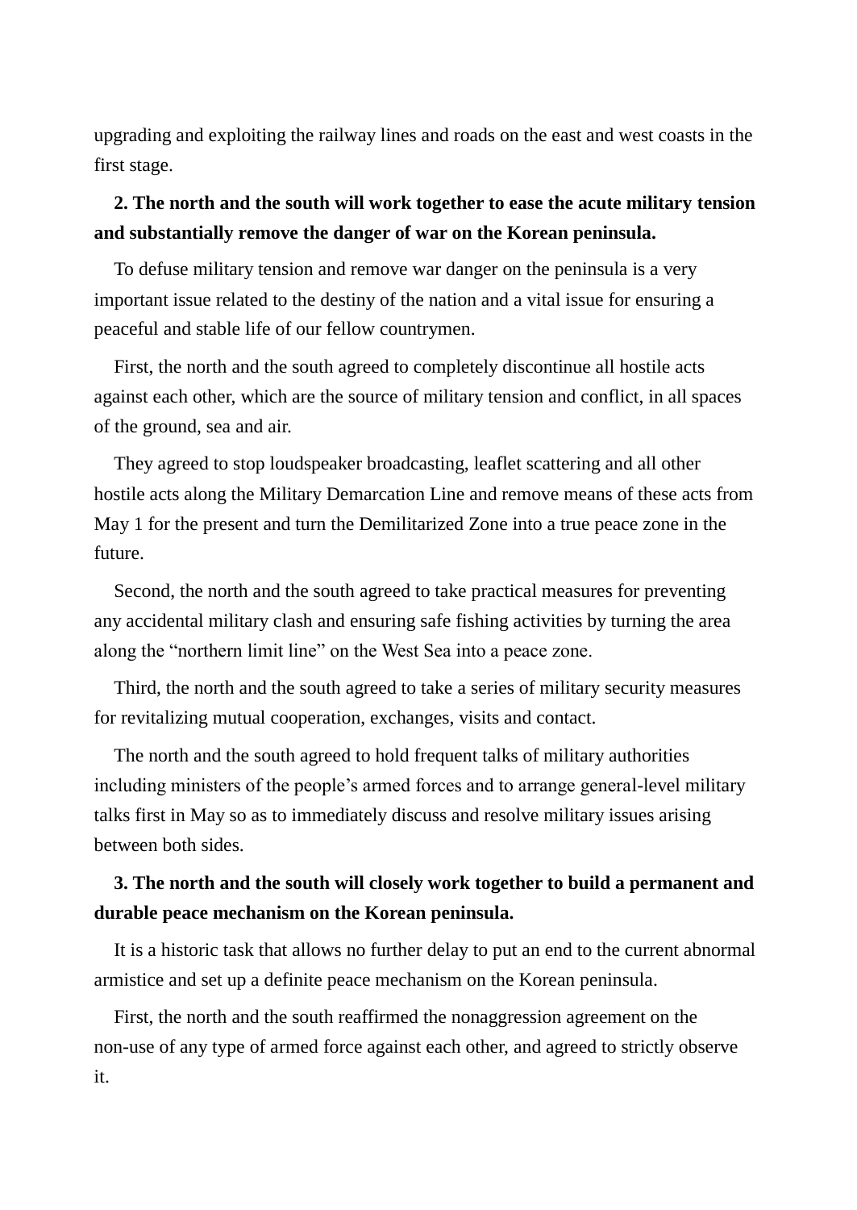upgrading and exploiting the railway lines and roads on the east and west coasts in the first stage.

**2. The north and the south will work together to ease the acute military tension and substantially remove the danger of war on the Korean peninsula.**

To defuse military tension and remove war danger on the peninsula is a very important issue related to the destiny of the nation and a vital issue for ensuring a peaceful and stable life of our fellow countrymen.

First, the north and the south agreed to completely discontinue all hostile acts against each other, which are the source of military tension and conflict, in all spaces of the ground, sea and air.

They agreed to stop loudspeaker broadcasting, leaflet scattering and all other hostile acts along the Military Demarcation Line and remove means of these acts from May 1 for the present and turn the Demilitarized Zone into a true peace zone in the future.

Second, the north and the south agreed to take practical measures for preventing any accidental military clash and ensuring safe fishing activities by turning the area along the “northern limit line” on the West Sea into a peace zone.

Third, the north and the south agreed to take a series of military security measures for revitalizing mutual cooperation, exchanges, visits and contact.

The north and the south agreed to hold frequent talks of military authorities including ministers of the people’s armed forces and to arrange general-level military talks first in May so as to immediately discuss and resolve military issues arising between both sides.

**3. The north and the south will closely work together to build a permanent and durable peace mechanism on the Korean peninsula.**

It is a historic task that allows no further delay to put an end to the current abnormal armistice and set up a definite peace mechanism on the Korean peninsula.

First, the north and the south reaffirmed the nonaggression agreement on the non-use of any type of armed force against each other, and agreed to strictly observe it.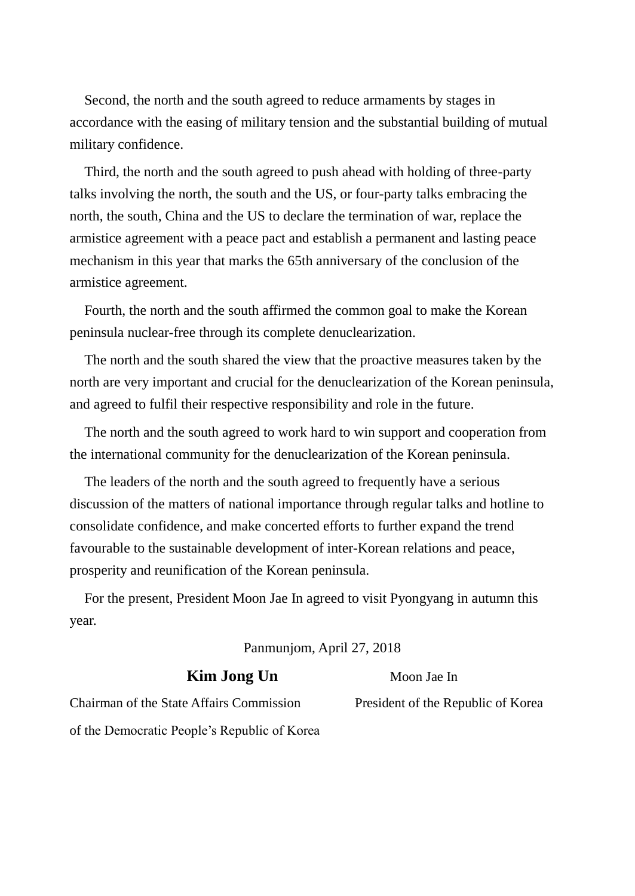Second, the north and the south agreed to reduce armaments by stages in accordance with the easing of military tension and the substantial building of mutual military confidence.

Third, the north and the south agreed to push ahead with holding of three-party talks involving the north, the south and the US, or four-party talks embracing the north, the south, China and the US to declare the termination of war, replace the armistice agreement with a peace pact and establish a permanent and lasting peace mechanism in this year that marks the 65th anniversary of the conclusion of the armistice agreement.

Fourth, the north and the south affirmed the common goal to make the Korean peninsula nuclear-free through its complete denuclearization.

The north and the south shared the view that the proactive measures taken by the north are very important and crucial for the denuclearization of the Korean peninsula, and agreed to fulfil their respective responsibility and role in the future.

The north and the south agreed to work hard to win support and cooperation from the international community for the denuclearization of the Korean peninsula.

The leaders of the north and the south agreed to frequently have a serious discussion of the matters of national importance through regular talks and hotline to consolidate confidence, and make concerted efforts to further expand the trend favourable to the sustainable development of inter-Korean relations and peace, prosperity and reunification of the Korean peninsula.

For the present, President Moon Jae In agreed to visit Pyongyang in autumn this year.

Panmunjom, April 27, 2018

| | |
|---|---|
| **Kim Jong Un** | Moon Jae In |
| Chairman of the State Affairs Commission of the Democratic People's Republic of Korea | President of the Republic of Korea |